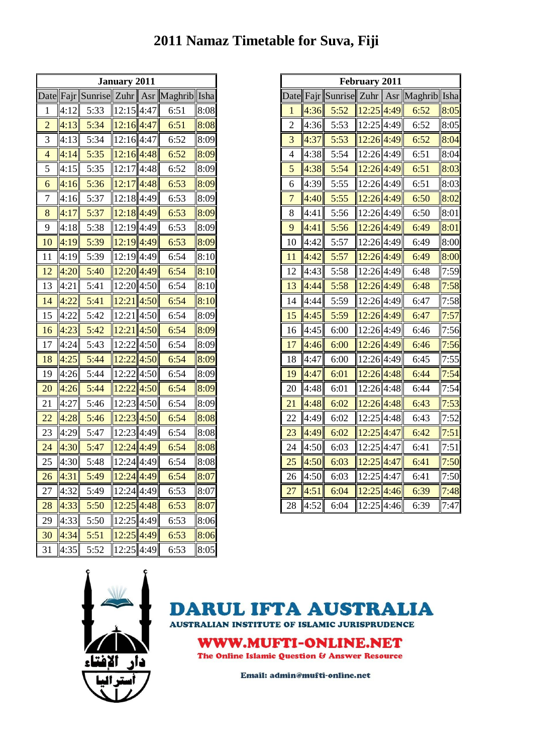# 2011 Namaz Timetable for Suva, Fiji

| January 2011 | | | | | | |
|---|---|---|---|---|---|---|
| Date | Fajr | Sunrise | Zuhr | Asr | Maghrib | Isha |
| 1 | 4:12 | 5:33 | 12:15 | 4:47 | 6:51 | 8:08 |
| 2 | 4:13 | 5:34 | 12:16 | 4:47 | 6:51 | 8:08 |
| 3 | 4:13 | 5:34 | 12:16 | 4:47 | 6:52 | 8:09 |
| 4 | 4:14 | 5:35 | 12:16 | 4:48 | 6:52 | 8:09 |
| 5 | 4:15 | 5:35 | 12:17 | 4:48 | 6:52 | 8:09 |
| 6 | 4:16 | 5:36 | 12:17 | 4:48 | 6:53 | 8:09 |
| 7 | 4:16 | 5:37 | 12:18 | 4:49 | 6:53 | 8:09 |
| 8 | 4:17 | 5:37 | 12:18 | 4:49 | 6:53 | 8:09 |
| 9 | 4:18 | 5:38 | 12:19 | 4:49 | 6:53 | 8:09 |
| 10 | 4:19 | 5:39 | 12:19 | 4:49 | 6:53 | 8:09 |
| 11 | 4:19 | 5:39 | 12:19 | 4:49 | 6:54 | 8:10 |
| 12 | 4:20 | 5:40 | 12:20 | 4:49 | 6:54 | 8:10 |
| 13 | 4:21 | 5:41 | 12:20 | 4:50 | 6:54 | 8:10 |
| 14 | 4:22 | 5:41 | 12:21 | 4:50 | 6:54 | 8:10 |
| 15 | 4:22 | 5:42 | 12:21 | 4:50 | 6:54 | 8:09 |
| 16 | 4:23 | 5:42 | 12:21 | 4:50 | 6:54 | 8:09 |
| 17 | 4:24 | 5:43 | 12:22 | 4:50 | 6:54 | 8:09 |
| 18 | 4:25 | 5:44 | 12:22 | 4:50 | 6:54 | 8:09 |
| 19 | 4:26 | 5:44 | 12:22 | 4:50 | 6:54 | 8:09 |
| 20 | 4:26 | 5:44 | 12:22 | 4:50 | 6:54 | 8:09 |
| 21 | 4:27 | 5:46 | 12:23 | 4:50 | 6:54 | 8:09 |
| 22 | 4:28 | 5:46 | 12:23 | 4:50 | 6:54 | 8:08 |
| 23 | 4:29 | 5:47 | 12:23 | 4:49 | 6:54 | 8:08 |
| 24 | 4:30 | 5:47 | 12:24 | 4:49 | 6:54 | 8:08 |
| 25 | 4:30 | 5:48 | 12:24 | 4:49 | 6:54 | 8:08 |
| 26 | 4:31 | 5:49 | 12:24 | 4:49 | 6:54 | 8:07 |
| 27 | 4:32 | 5:49 | 12:24 | 4:49 | 6:53 | 8:07 |
| 28 | 4:33 | 5:50 | 12:25 | 4:48 | 6:53 | 8:07 |
| 29 | 4:33 | 5:50 | 12:25 | 4:49 | 6:53 | 8:06 |
| 30 | 4:34 | 5:51 | 12:25 | 4:49 | 6:53 | 8:06 |
| 31 | 4:35 | 5:52 | 12:25 | 4:49 | 6:53 | 8:05 |

| February 2011 | | | | | | |
|---|---|---|---|---|---|---|
| Date | Fajr | Sunrise | Zuhr | Asr | Maghrib | Isha |
| 1 | 4:36 | 5:52 | 12:25 | 4:49 | 6:52 | 8:05 |
| 2 | 4:36 | 5:53 | 12:25 | 4:49 | 6:52 | 8:05 |
| 3 | 4:37 | 5:53 | 12:26 | 4:49 | 6:52 | 8:04 |
| 4 | 4:38 | 5:54 | 12:26 | 4:49 | 6:51 | 8:04 |
| 5 | 4:38 | 5:54 | 12:26 | 4:49 | 6:51 | 8:03 |
| 6 | 4:39 | 5:55 | 12:26 | 4:49 | 6:51 | 8:03 |
| 7 | 4:40 | 5:55 | 12:26 | 4:49 | 6:50 | 8:02 |
| 8 | 4:41 | 5:56 | 12:26 | 4:49 | 6:50 | 8:01 |
| 9 | 4:41 | 5:56 | 12:26 | 4:49 | 6:49 | 8:01 |
| 10 | 4:42 | 5:57 | 12:26 | 4:49 | 6:49 | 8:00 |
| 11 | 4:42 | 5:57 | 12:26 | 4:49 | 6:49 | 8:00 |
| 12 | 4:43 | 5:58 | 12:26 | 4:49 | 6:48 | 7:59 |
| 13 | 4:44 | 5:58 | 12:26 | 4:49 | 6:48 | 7:58 |
| 14 | 4:44 | 5:59 | 12:26 | 4:49 | 6:47 | 7:58 |
| 15 | 4:45 | 5:59 | 12:26 | 4:49 | 6:47 | 7:57 |
| 16 | 4:45 | 6:00 | 12:26 | 4:49 | 6:46 | 7:56 |
| 17 | 4:46 | 6:00 | 12:26 | 4:49 | 6:46 | 7:56 |
| 18 | 4:47 | 6:00 | 12:26 | 4:49 | 6:45 | 7:55 |
| 19 | 4:47 | 6:01 | 12:26 | 4:48 | 6:44 | 7:54 |
| 20 | 4:48 | 6:01 | 12:26 | 4:48 | 6:44 | 7:54 |
| 21 | 4:48 | 6:02 | 12:26 | 4:48 | 6:43 | 7:53 |
| 22 | 4:49 | 6:02 | 12:25 | 4:48 | 6:43 | 7:52 |
| 23 | 4:49 | 6:02 | 12:25 | 4:47 | 6:42 | 7:51 |
| 24 | 4:50 | 6:03 | 12:25 | 4:47 | 6:41 | 7:51 |
| 25 | 4:50 | 6:03 | 12:25 | 4:47 | 6:41 | 7:50 |
| 26 | 4:50 | 6:03 | 12:25 | 4:47 | 6:41 | 7:50 |
| 27 | 4:51 | 6:04 | 12:25 | 4:46 | 6:39 | 7:48 |
| 28 | 4:52 | 6:04 | 12:25 | 4:46 | 6:39 | 7:47 |

دار الإفتاء أستراليا

**DARUL IFTA AUSTRALIA**

AUSTRALIAN INSTITUTE OF ISLAMIC JURISPRUDENCE

**WWW.MUFTI-ONLINE.NET**

The Online Islamic Question & Answer Resource

Email: admin@mufti-online.net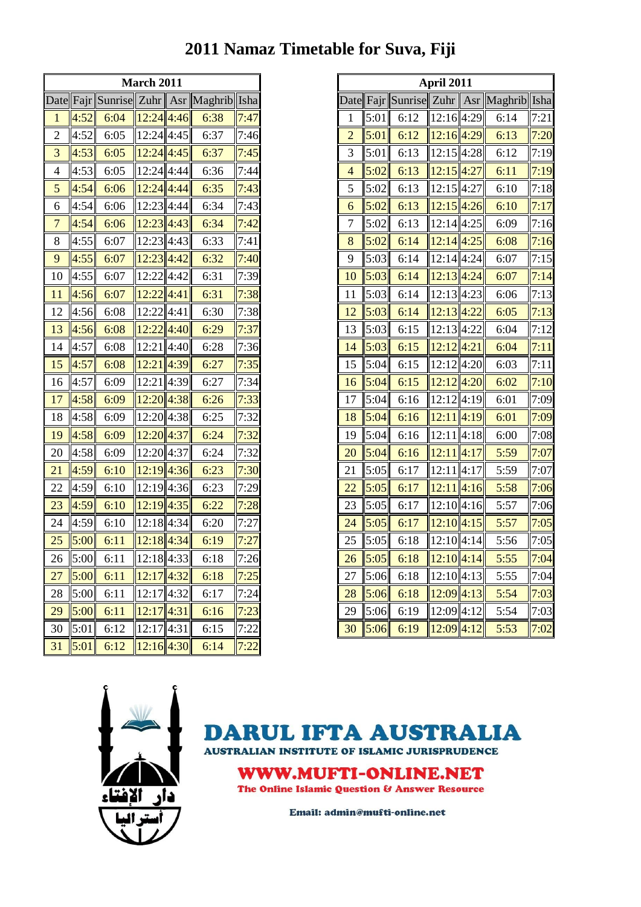# 2011 Namaz Timetable for Suva, Fiji

| March 2011 | | | | | | |
|---|---|---|---|---|---|---|
| Date | Fajr | Sunrise | Zuhr | Asr | Maghrib | Isha |
| 1 | 4:52 | 6:04 | 12:24 | 4:46 | 6:38 | 7:47 |
| 2 | 4:52 | 6:05 | 12:24 | 4:45 | 6:37 | 7:46 |
| 3 | 4:53 | 6:05 | 12:24 | 4:45 | 6:37 | 7:45 |
| 4 | 4:53 | 6:05 | 12:24 | 4:44 | 6:36 | 7:44 |
| 5 | 4:54 | 6:06 | 12:24 | 4:44 | 6:35 | 7:43 |
| 6 | 4:54 | 6:06 | 12:23 | 4:44 | 6:34 | 7:43 |
| 7 | 4:54 | 6:06 | 12:23 | 4:43 | 6:34 | 7:42 |
| 8 | 4:55 | 6:07 | 12:23 | 4:43 | 6:33 | 7:41 |
| 9 | 4:55 | 6:07 | 12:23 | 4:42 | 6:32 | 7:40 |
| 10 | 4:55 | 6:07 | 12:22 | 4:42 | 6:31 | 7:39 |
| 11 | 4:56 | 6:07 | 12:22 | 4:41 | 6:31 | 7:38 |
| 12 | 4:56 | 6:08 | 12:22 | 4:41 | 6:30 | 7:38 |
| 13 | 4:56 | 6:08 | 12:22 | 4:40 | 6:29 | 7:37 |
| 14 | 4:57 | 6:08 | 12:21 | 4:40 | 6:28 | 7:36 |
| 15 | 4:57 | 6:08 | 12:21 | 4:39 | 6:27 | 7:35 |
| 16 | 4:57 | 6:09 | 12:21 | 4:39 | 6:27 | 7:34 |
| 17 | 4:58 | 6:09 | 12:20 | 4:38 | 6:26 | 7:33 |
| 18 | 4:58 | 6:09 | 12:20 | 4:38 | 6:25 | 7:32 |
| 19 | 4:58 | 6:09 | 12:20 | 4:37 | 6:24 | 7:32 |
| 20 | 4:58 | 6:09 | 12:20 | 4:37 | 6:24 | 7:32 |
| 21 | 4:59 | 6:10 | 12:19 | 4:36 | 6:23 | 7:30 |
| 22 | 4:59 | 6:10 | 12:19 | 4:36 | 6:23 | 7:29 |
| 23 | 4:59 | 6:10 | 12:19 | 4:35 | 6:22 | 7:28 |
| 24 | 4:59 | 6:10 | 12:18 | 4:34 | 6:20 | 7:27 |
| 25 | 5:00 | 6:11 | 12:18 | 4:34 | 6:19 | 7:27 |
| 26 | 5:00 | 6:11 | 12:18 | 4:33 | 6:18 | 7:26 |
| 27 | 5:00 | 6:11 | 12:17 | 4:32 | 6:18 | 7:25 |
| 28 | 5:00 | 6:11 | 12:17 | 4:32 | 6:17 | 7:24 |
| 29 | 5:00 | 6:11 | 12:17 | 4:31 | 6:16 | 7:23 |
| 30 | 5:01 | 6:12 | 12:17 | 4:31 | 6:15 | 7:22 |
| 31 | 5:01 | 6:12 | 12:16 | 4:30 | 6:14 | 7:22 |

| April 2011 | | | | | | |
|---|---|---|---|---|---|---|
| Date | Fajr | Sunrise | Zuhr | Asr | Maghrib | Isha |
| 1 | 5:01 | 6:12 | 12:16 | 4:29 | 6:14 | 7:21 |
| 2 | 5:01 | 6:12 | 12:16 | 4:29 | 6:13 | 7:20 |
| 3 | 5:01 | 6:13 | 12:15 | 4:28 | 6:12 | 7:19 |
| 4 | 5:02 | 6:13 | 12:15 | 4:27 | 6:11 | 7:19 |
| 5 | 5:02 | 6:13 | 12:15 | 4:27 | 6:10 | 7:18 |
| 6 | 5:02 | 6:13 | 12:15 | 4:26 | 6:10 | 7:17 |
| 7 | 5:02 | 6:13 | 12:14 | 4:25 | 6:09 | 7:16 |
| 8 | 5:02 | 6:14 | 12:14 | 4:25 | 6:08 | 7:16 |
| 9 | 5:03 | 6:14 | 12:14 | 4:24 | 6:07 | 7:15 |
| 10 | 5:03 | 6:14 | 12:13 | 4:24 | 6:07 | 7:14 |
| 11 | 5:03 | 6:14 | 12:13 | 4:23 | 6:06 | 7:13 |
| 12 | 5:03 | 6:14 | 12:13 | 4:22 | 6:05 | 7:13 |
| 13 | 5:03 | 6:15 | 12:13 | 4:22 | 6:04 | 7:12 |
| 14 | 5:03 | 6:15 | 12:12 | 4:21 | 6:04 | 7:11 |
| 15 | 5:04 | 6:15 | 12:12 | 4:20 | 6:03 | 7:11 |
| 16 | 5:04 | 6:15 | 12:12 | 4:20 | 6:02 | 7:10 |
| 17 | 5:04 | 6:16 | 12:12 | 4:19 | 6:01 | 7:09 |
| 18 | 5:04 | 6:16 | 12:11 | 4:19 | 6:01 | 7:09 |
| 19 | 5:04 | 6:16 | 12:11 | 4:18 | 6:00 | 7:08 |
| 20 | 5:04 | 6:16 | 12:11 | 4:17 | 5:59 | 7:07 |
| 21 | 5:05 | 6:17 | 12:11 | 4:17 | 5:59 | 7:07 |
| 22 | 5:05 | 6:17 | 12:11 | 4:16 | 5:58 | 7:06 |
| 23 | 5:05 | 6:17 | 12:10 | 4:16 | 5:57 | 7:06 |
| 24 | 5:05 | 6:17 | 12:10 | 4:15 | 5:57 | 7:05 |
| 25 | 5:05 | 6:18 | 12:10 | 4:14 | 5:56 | 7:05 |
| 26 | 5:05 | 6:18 | 12:10 | 4:14 | 5:55 | 7:04 |
| 27 | 5:06 | 6:18 | 12:10 | 4:13 | 5:55 | 7:04 |
| 28 | 5:06 | 6:18 | 12:09 | 4:13 | 5:54 | 7:03 |
| 29 | 5:06 | 6:19 | 12:09 | 4:12 | 5:54 | 7:03 |
| 30 | 5:06 | 6:19 | 12:09 | 4:12 | 5:53 | 7:02 |

دار الإفتاء أستراليا

**DARUL IFTA AUSTRALIA**

AUSTRALIAN INSTITUTE OF ISLAMIC JURISPRUDENCE

**WWW.MUFTI-ONLINE.NET**

The Online Islamic Question & Answer Resource

Email: admin@mufti-online.net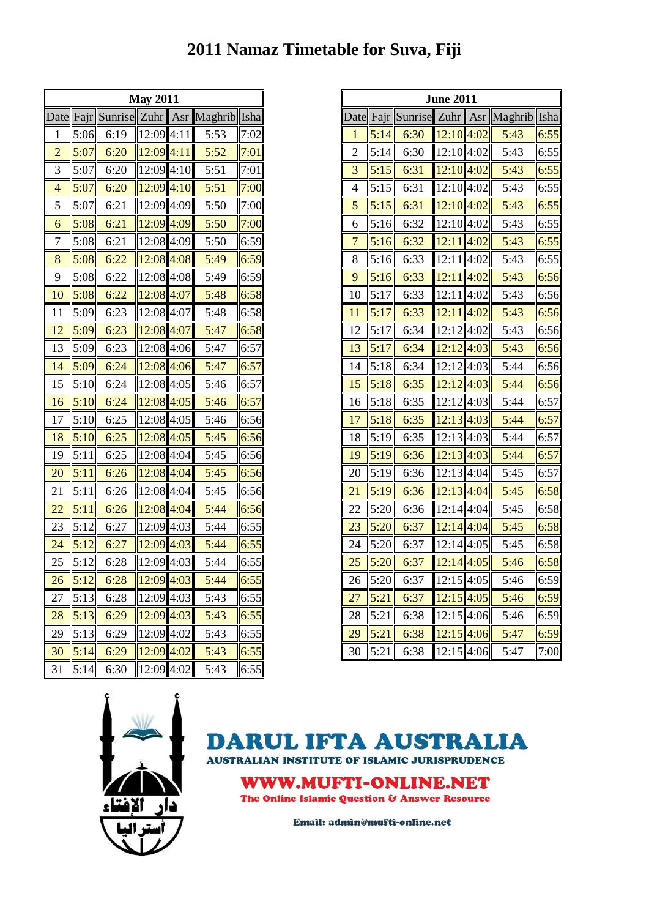# 2011 Namaz Timetable for Suva, Fiji

| May 2011 | | | | | | |
|---|---|---|---|---|---|---|
| Date | Fajr | Sunrise | Zuhr | Asr | Maghrib | Isha |
| 1 | 5:06 | 6:19 | 12:09 | 4:11 | 5:53 | 7:02 |
| 2 | 5:07 | 6:20 | 12:09 | 4:11 | 5:52 | 7:01 |
| 3 | 5:07 | 6:20 | 12:09 | 4:10 | 5:51 | 7:01 |
| 4 | 5:07 | 6:20 | 12:09 | 4:10 | 5:51 | 7:00 |
| 5 | 5:07 | 6:21 | 12:09 | 4:09 | 5:50 | 7:00 |
| 6 | 5:08 | 6:21 | 12:09 | 4:09 | 5:50 | 7:00 |
| 7 | 5:08 | 6:21 | 12:08 | 4:09 | 5:50 | 6:59 |
| 8 | 5:08 | 6:22 | 12:08 | 4:08 | 5:49 | 6:59 |
| 9 | 5:08 | 6:22 | 12:08 | 4:08 | 5:49 | 6:59 |
| 10 | 5:08 | 6:22 | 12:08 | 4:07 | 5:48 | 6:58 |
| 11 | 5:09 | 6:23 | 12:08 | 4:07 | 5:48 | 6:58 |
| 12 | 5:09 | 6:23 | 12:08 | 4:07 | 5:47 | 6:58 |
| 13 | 5:09 | 6:23 | 12:08 | 4:06 | 5:47 | 6:57 |
| 14 | 5:09 | 6:24 | 12:08 | 4:06 | 5:47 | 6:57 |
| 15 | 5:10 | 6:24 | 12:08 | 4:05 | 5:46 | 6:57 |
| 16 | 5:10 | 6:24 | 12:08 | 4:05 | 5:46 | 6:57 |
| 17 | 5:10 | 6:25 | 12:08 | 4:05 | 5:46 | 6:56 |
| 18 | 5:10 | 6:25 | 12:08 | 4:05 | 5:45 | 6:56 |
| 19 | 5:11 | 6:25 | 12:08 | 4:04 | 5:45 | 6:56 |
| 20 | 5:11 | 6:26 | 12:08 | 4:04 | 5:45 | 6:56 |
| 21 | 5:11 | 6:26 | 12:08 | 4:04 | 5:45 | 6:56 |
| 22 | 5:11 | 6:26 | 12:08 | 4:04 | 5:44 | 6:56 |
| 23 | 5:12 | 6:27 | 12:09 | 4:03 | 5:44 | 6:55 |
| 24 | 5:12 | 6:27 | 12:09 | 4:03 | 5:44 | 6:55 |
| 25 | 5:12 | 6:28 | 12:09 | 4:03 | 5:44 | 6:55 |
| 26 | 5:12 | 6:28 | 12:09 | 4:03 | 5:44 | 6:55 |
| 27 | 5:13 | 6:28 | 12:09 | 4:03 | 5:43 | 6:55 |
| 28 | 5:13 | 6:29 | 12:09 | 4:03 | 5:43 | 6:55 |
| 29 | 5:13 | 6:29 | 12:09 | 4:02 | 5:43 | 6:55 |
| 30 | 5:14 | 6:29 | 12:09 | 4:02 | 5:43 | 6:55 |
| 31 | 5:14 | 6:30 | 12:09 | 4:02 | 5:43 | 6:55 |

| June 2011 | | | | | | |
|---|---|---|---|---|---|---|
| Date | Fajr | Sunrise | Zuhr | Asr | Maghrib | Isha |
| 1 | 5:14 | 6:30 | 12:10 | 4:02 | 5:43 | 6:55 |
| 2 | 5:14 | 6:30 | 12:10 | 4:02 | 5:43 | 6:55 |
| 3 | 5:15 | 6:31 | 12:10 | 4:02 | 5:43 | 6:55 |
| 4 | 5:15 | 6:31 | 12:10 | 4:02 | 5:43 | 6:55 |
| 5 | 5:15 | 6:31 | 12:10 | 4:02 | 5:43 | 6:55 |
| 6 | 5:16 | 6:32 | 12:10 | 4:02 | 5:43 | 6:55 |
| 7 | 5:16 | 6:32 | 12:11 | 4:02 | 5:43 | 6:55 |
| 8 | 5:16 | 6:33 | 12:11 | 4:02 | 5:43 | 6:55 |
| 9 | 5:16 | 6:33 | 12:11 | 4:02 | 5:43 | 6:56 |
| 10 | 5:17 | 6:33 | 12:11 | 4:02 | 5:43 | 6:56 |
| 11 | 5:17 | 6:33 | 12:11 | 4:02 | 5:43 | 6:56 |
| 12 | 5:17 | 6:34 | 12:12 | 4:02 | 5:43 | 6:56 |
| 13 | 5:17 | 6:34 | 12:12 | 4:03 | 5:43 | 6:56 |
| 14 | 5:18 | 6:34 | 12:12 | 4:03 | 5:44 | 6:56 |
| 15 | 5:18 | 6:35 | 12:12 | 4:03 | 5:44 | 6:56 |
| 16 | 5:18 | 6:35 | 12:12 | 4:03 | 5:44 | 6:57 |
| 17 | 5:18 | 6:35 | 12:13 | 4:03 | 5:44 | 6:57 |
| 18 | 5:19 | 6:35 | 12:13 | 4:03 | 5:44 | 6:57 |
| 19 | 5:19 | 6:36 | 12:13 | 4:03 | 5:44 | 6:57 |
| 20 | 5:19 | 6:36 | 12:13 | 4:04 | 5:45 | 6:57 |
| 21 | 5:19 | 6:36 | 12:13 | 4:04 | 5:45 | 6:58 |
| 22 | 5:20 | 6:36 | 12:14 | 4:04 | 5:45 | 6:58 |
| 23 | 5:20 | 6:37 | 12:14 | 4:04 | 5:45 | 6:58 |
| 24 | 5:20 | 6:37 | 12:14 | 4:05 | 5:45 | 6:58 |
| 25 | 5:20 | 6:37 | 12:14 | 4:05 | 5:46 | 6:58 |
| 26 | 5:20 | 6:37 | 12:15 | 4:05 | 5:46 | 6:59 |
| 27 | 5:21 | 6:37 | 12:15 | 4:05 | 5:46 | 6:59 |
| 28 | 5:21 | 6:38 | 12:15 | 4:06 | 5:46 | 6:59 |
| 29 | 5:21 | 6:38 | 12:15 | 4:06 | 5:47 | 6:59 |
| 30 | 5:21 | 6:38 | 12:15 | 4:06 | 5:47 | 7:00 |

دار الإفتاء أستراليا

**DARUL IFTA AUSTRALIA**

AUSTRALIAN INSTITUTE OF ISLAMIC JURISPRUDENCE

**WWW.MUFTI-ONLINE.NET**

The Online Islamic Question & Answer Resource

Email: admin@mufti-online.net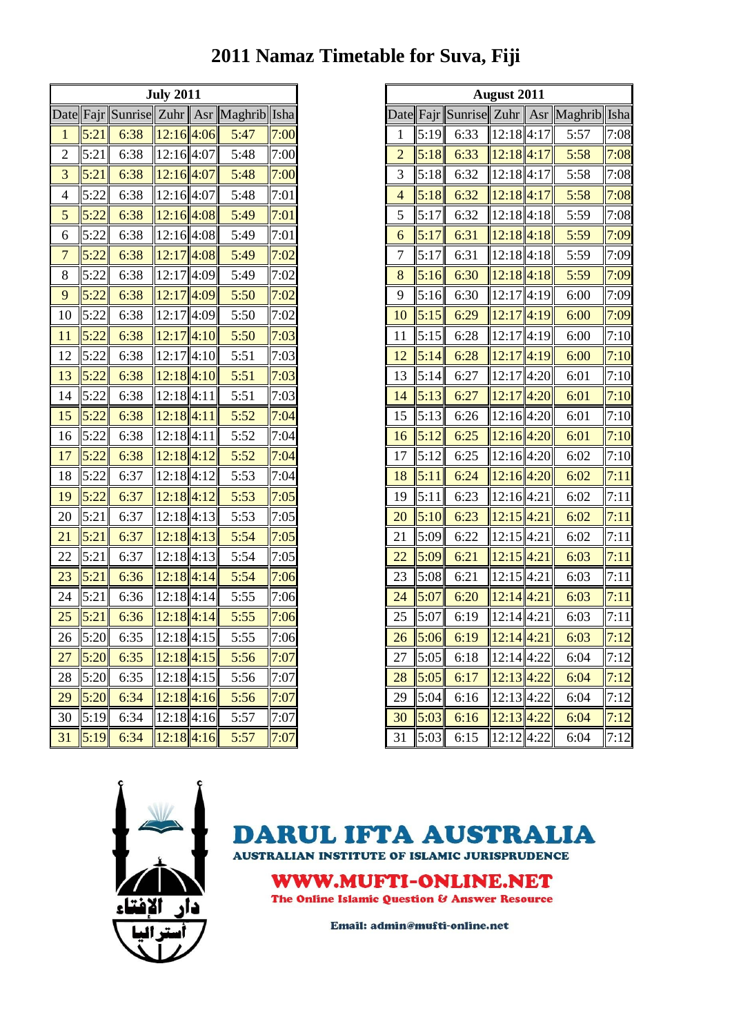# 2011 Namaz Timetable for Suva, Fiji

| July 2011 | | | | | | |
|---|---|---|---|---|---|---|
| Date | Fajr | Sunrise | Zuhr | Asr | Maghrib | Isha |
| 1 | 5:21 | 6:38 | 12:16 | 4:06 | 5:47 | 7:00 |
| 2 | 5:21 | 6:38 | 12:16 | 4:07 | 5:48 | 7:00 |
| 3 | 5:21 | 6:38 | 12:16 | 4:07 | 5:48 | 7:00 |
| 4 | 5:22 | 6:38 | 12:16 | 4:07 | 5:48 | 7:01 |
| 5 | 5:22 | 6:38 | 12:16 | 4:08 | 5:49 | 7:01 |
| 6 | 5:22 | 6:38 | 12:16 | 4:08 | 5:49 | 7:01 |
| 7 | 5:22 | 6:38 | 12:17 | 4:08 | 5:49 | 7:02 |
| 8 | 5:22 | 6:38 | 12:17 | 4:09 | 5:49 | 7:02 |
| 9 | 5:22 | 6:38 | 12:17 | 4:09 | 5:50 | 7:02 |
| 10 | 5:22 | 6:38 | 12:17 | 4:09 | 5:50 | 7:02 |
| 11 | 5:22 | 6:38 | 12:17 | 4:10 | 5:50 | 7:03 |
| 12 | 5:22 | 6:38 | 12:17 | 4:10 | 5:51 | 7:03 |
| 13 | 5:22 | 6:38 | 12:18 | 4:10 | 5:51 | 7:03 |
| 14 | 5:22 | 6:38 | 12:18 | 4:11 | 5:51 | 7:03 |
| 15 | 5:22 | 6:38 | 12:18 | 4:11 | 5:52 | 7:04 |
| 16 | 5:22 | 6:38 | 12:18 | 4:11 | 5:52 | 7:04 |
| 17 | 5:22 | 6:38 | 12:18 | 4:12 | 5:52 | 7:04 |
| 18 | 5:22 | 6:37 | 12:18 | 4:12 | 5:53 | 7:04 |
| 19 | 5:22 | 6:37 | 12:18 | 4:12 | 5:53 | 7:05 |
| 20 | 5:21 | 6:37 | 12:18 | 4:13 | 5:53 | 7:05 |
| 21 | 5:21 | 6:37 | 12:18 | 4:13 | 5:54 | 7:05 |
| 22 | 5:21 | 6:37 | 12:18 | 4:13 | 5:54 | 7:05 |
| 23 | 5:21 | 6:36 | 12:18 | 4:14 | 5:54 | 7:06 |
| 24 | 5:21 | 6:36 | 12:18 | 4:14 | 5:55 | 7:06 |
| 25 | 5:21 | 6:36 | 12:18 | 4:14 | 5:55 | 7:06 |
| 26 | 5:20 | 6:35 | 12:18 | 4:15 | 5:55 | 7:06 |
| 27 | 5:20 | 6:35 | 12:18 | 4:15 | 5:56 | 7:07 |
| 28 | 5:20 | 6:35 | 12:18 | 4:15 | 5:56 | 7:07 |
| 29 | 5:20 | 6:34 | 12:18 | 4:16 | 5:56 | 7:07 |
| 30 | 5:19 | 6:34 | 12:18 | 4:16 | 5:57 | 7:07 |
| 31 | 5:19 | 6:34 | 12:18 | 4:16 | 5:57 | 7:07 |

| August 2011 | | | | | | |
|---|---|---|---|---|---|---|
| Date | Fajr | Sunrise | Zuhr | Asr | Maghrib | Isha |
| 1 | 5:19 | 6:33 | 12:18 | 4:17 | 5:57 | 7:08 |
| 2 | 5:18 | 6:33 | 12:18 | 4:17 | 5:58 | 7:08 |
| 3 | 5:18 | 6:32 | 12:18 | 4:17 | 5:58 | 7:08 |
| 4 | 5:18 | 6:32 | 12:18 | 4:17 | 5:58 | 7:08 |
| 5 | 5:17 | 6:32 | 12:18 | 4:18 | 5:59 | 7:08 |
| 6 | 5:17 | 6:31 | 12:18 | 4:18 | 5:59 | 7:09 |
| 7 | 5:17 | 6:31 | 12:18 | 4:18 | 5:59 | 7:09 |
| 8 | 5:16 | 6:30 | 12:18 | 4:18 | 5:59 | 7:09 |
| 9 | 5:16 | 6:30 | 12:17 | 4:19 | 6:00 | 7:09 |
| 10 | 5:15 | 6:29 | 12:17 | 4:19 | 6:00 | 7:09 |
| 11 | 5:15 | 6:28 | 12:17 | 4:19 | 6:00 | 7:10 |
| 12 | 5:14 | 6:28 | 12:17 | 4:19 | 6:00 | 7:10 |
| 13 | 5:14 | 6:27 | 12:17 | 4:20 | 6:01 | 7:10 |
| 14 | 5:13 | 6:27 | 12:17 | 4:20 | 6:01 | 7:10 |
| 15 | 5:13 | 6:26 | 12:16 | 4:20 | 6:01 | 7:10 |
| 16 | 5:12 | 6:25 | 12:16 | 4:20 | 6:01 | 7:10 |
| 17 | 5:12 | 6:25 | 12:16 | 4:20 | 6:02 | 7:10 |
| 18 | 5:11 | 6:24 | 12:16 | 4:20 | 6:02 | 7:11 |
| 19 | 5:11 | 6:23 | 12:16 | 4:21 | 6:02 | 7:11 |
| 20 | 5:10 | 6:23 | 12:15 | 4:21 | 6:02 | 7:11 |
| 21 | 5:09 | 6:22 | 12:15 | 4:21 | 6:02 | 7:11 |
| 22 | 5:09 | 6:21 | 12:15 | 4:21 | 6:03 | 7:11 |
| 23 | 5:08 | 6:21 | 12:15 | 4:21 | 6:03 | 7:11 |
| 24 | 5:07 | 6:20 | 12:14 | 4:21 | 6:03 | 7:11 |
| 25 | 5:07 | 6:19 | 12:14 | 4:21 | 6:03 | 7:11 |
| 26 | 5:06 | 6:19 | 12:14 | 4:21 | 6:03 | 7:12 |
| 27 | 5:05 | 6:18 | 12:14 | 4:22 | 6:04 | 7:12 |
| 28 | 5:05 | 6:17 | 12:13 | 4:22 | 6:04 | 7:12 |
| 29 | 5:04 | 6:16 | 12:13 | 4:22 | 6:04 | 7:12 |
| 30 | 5:03 | 6:16 | 12:13 | 4:22 | 6:04 | 7:12 |
| 31 | 5:03 | 6:15 | 12:12 | 4:22 | 6:04 | 7:12 |

دار الإفتاء أستراليا

**DARUL IFTA AUSTRALIA**

**AUSTRALIAN INSTITUTE OF ISLAMIC JURISPRUDENCE**

**WWW.MUFTI-ONLINE.NET**

**The Online Islamic Question & Answer Resource**

**Email: admin@mufti-online.net**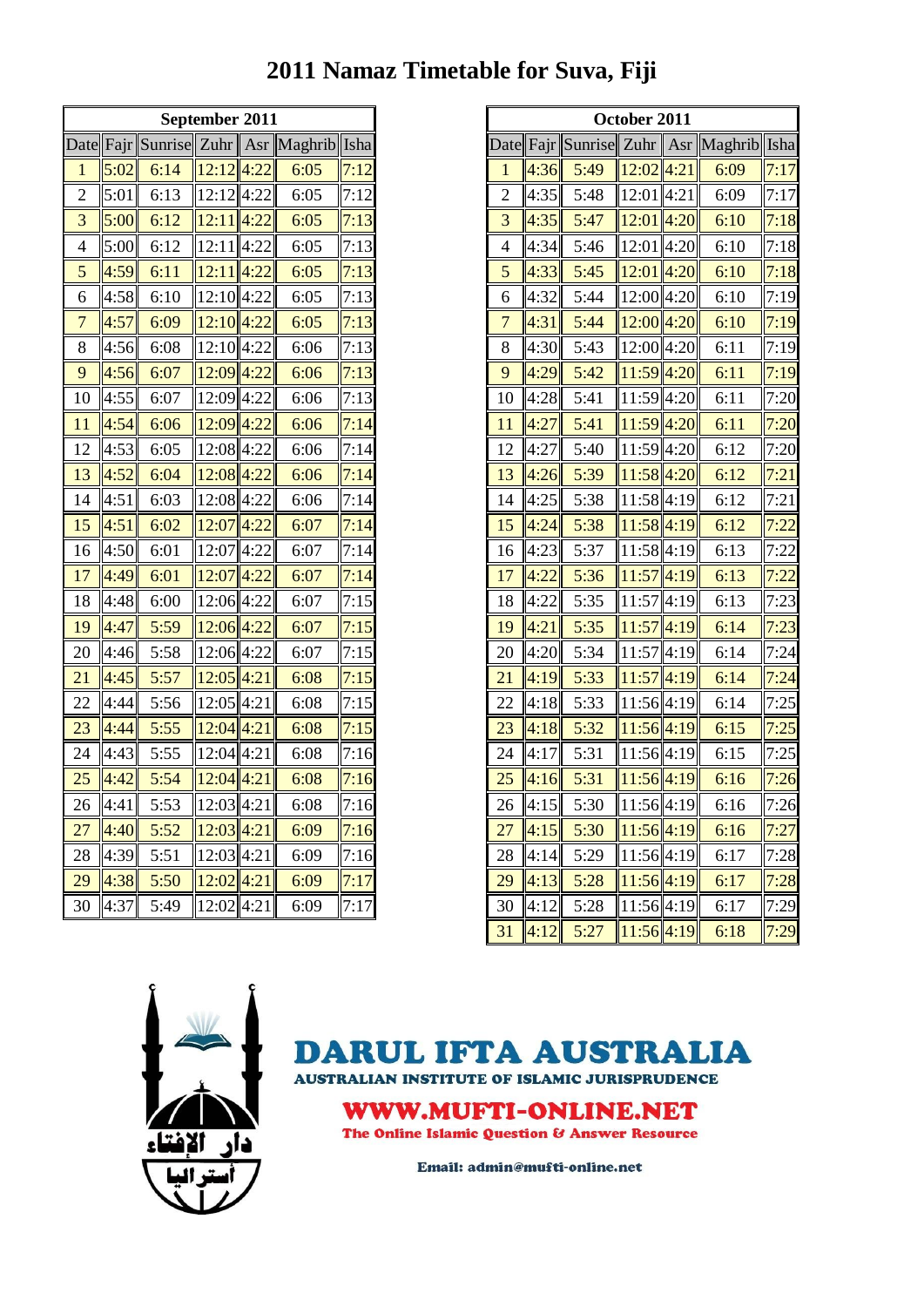# 2011 Namaz Timetable for Suva, Fiji

| September 2011 | | | | | | |
|---|---|---|---|---|---|---|
| Date | Fajr | Sunrise | Zuhr | Asr | Maghrib | Isha |
| 1 | 5:02 | 6:14 | 12:12 | 4:22 | 6:05 | 7:12 |
| 2 | 5:01 | 6:13 | 12:12 | 4:22 | 6:05 | 7:12 |
| 3 | 5:00 | 6:12 | 12:11 | 4:22 | 6:05 | 7:13 |
| 4 | 5:00 | 6:12 | 12:11 | 4:22 | 6:05 | 7:13 |
| 5 | 4:59 | 6:11 | 12:11 | 4:22 | 6:05 | 7:13 |
| 6 | 4:58 | 6:10 | 12:10 | 4:22 | 6:05 | 7:13 |
| 7 | 4:57 | 6:09 | 12:10 | 4:22 | 6:05 | 7:13 |
| 8 | 4:56 | 6:08 | 12:10 | 4:22 | 6:06 | 7:13 |
| 9 | 4:56 | 6:07 | 12:09 | 4:22 | 6:06 | 7:13 |
| 10 | 4:55 | 6:07 | 12:09 | 4:22 | 6:06 | 7:13 |
| 11 | 4:54 | 6:06 | 12:09 | 4:22 | 6:06 | 7:14 |
| 12 | 4:53 | 6:05 | 12:08 | 4:22 | 6:06 | 7:14 |
| 13 | 4:52 | 6:04 | 12:08 | 4:22 | 6:06 | 7:14 |
| 14 | 4:51 | 6:03 | 12:08 | 4:22 | 6:06 | 7:14 |
| 15 | 4:51 | 6:02 | 12:07 | 4:22 | 6:07 | 7:14 |
| 16 | 4:50 | 6:01 | 12:07 | 4:22 | 6:07 | 7:14 |
| 17 | 4:49 | 6:01 | 12:07 | 4:22 | 6:07 | 7:14 |
| 18 | 4:48 | 6:00 | 12:06 | 4:22 | 6:07 | 7:15 |
| 19 | 4:47 | 5:59 | 12:06 | 4:22 | 6:07 | 7:15 |
| 20 | 4:46 | 5:58 | 12:06 | 4:22 | 6:07 | 7:15 |
| 21 | 4:45 | 5:57 | 12:05 | 4:21 | 6:08 | 7:15 |
| 22 | 4:44 | 5:56 | 12:05 | 4:21 | 6:08 | 7:15 |
| 23 | 4:44 | 5:55 | 12:04 | 4:21 | 6:08 | 7:15 |
| 24 | 4:43 | 5:55 | 12:04 | 4:21 | 6:08 | 7:16 |
| 25 | 4:42 | 5:54 | 12:04 | 4:21 | 6:08 | 7:16 |
| 26 | 4:41 | 5:53 | 12:03 | 4:21 | 6:08 | 7:16 |
| 27 | 4:40 | 5:52 | 12:03 | 4:21 | 6:09 | 7:16 |
| 28 | 4:39 | 5:51 | 12:03 | 4:21 | 6:09 | 7:16 |
| 29 | 4:38 | 5:50 | 12:02 | 4:21 | 6:09 | 7:17 |
| 30 | 4:37 | 5:49 | 12:02 | 4:21 | 6:09 | 7:17 |

| October 2011 | | | | | | |
|---|---|---|---|---|---|---|
| Date | Fajr | Sunrise | Zuhr | Asr | Maghrib | Isha |
| 1 | 4:36 | 5:49 | 12:02 | 4:21 | 6:09 | 7:17 |
| 2 | 4:35 | 5:48 | 12:01 | 4:21 | 6:09 | 7:17 |
| 3 | 4:35 | 5:47 | 12:01 | 4:20 | 6:10 | 7:18 |
| 4 | 4:34 | 5:46 | 12:01 | 4:20 | 6:10 | 7:18 |
| 5 | 4:33 | 5:45 | 12:01 | 4:20 | 6:10 | 7:18 |
| 6 | 4:32 | 5:44 | 12:00 | 4:20 | 6:10 | 7:19 |
| 7 | 4:31 | 5:44 | 12:00 | 4:20 | 6:10 | 7:19 |
| 8 | 4:30 | 5:43 | 12:00 | 4:20 | 6:11 | 7:19 |
| 9 | 4:29 | 5:42 | 11:59 | 4:20 | 6:11 | 7:19 |
| 10 | 4:28 | 5:41 | 11:59 | 4:20 | 6:11 | 7:20 |
| 11 | 4:27 | 5:41 | 11:59 | 4:20 | 6:11 | 7:20 |
| 12 | 4:27 | 5:40 | 11:59 | 4:20 | 6:12 | 7:20 |
| 13 | 4:26 | 5:39 | 11:58 | 4:20 | 6:12 | 7:21 |
| 14 | 4:25 | 5:38 | 11:58 | 4:19 | 6:12 | 7:21 |
| 15 | 4:24 | 5:38 | 11:58 | 4:19 | 6:12 | 7:22 |
| 16 | 4:23 | 5:37 | 11:58 | 4:19 | 6:13 | 7:22 |
| 17 | 4:22 | 5:36 | 11:57 | 4:19 | 6:13 | 7:22 |
| 18 | 4:22 | 5:35 | 11:57 | 4:19 | 6:13 | 7:23 |
| 19 | 4:21 | 5:35 | 11:57 | 4:19 | 6:14 | 7:23 |
| 20 | 4:20 | 5:34 | 11:57 | 4:19 | 6:14 | 7:24 |
| 21 | 4:19 | 5:33 | 11:57 | 4:19 | 6:14 | 7:24 |
| 22 | 4:18 | 5:33 | 11:56 | 4:19 | 6:14 | 7:25 |
| 23 | 4:18 | 5:32 | 11:56 | 4:19 | 6:15 | 7:25 |
| 24 | 4:17 | 5:31 | 11:56 | 4:19 | 6:15 | 7:25 |
| 25 | 4:16 | 5:31 | 11:56 | 4:19 | 6:16 | 7:26 |
| 26 | 4:15 | 5:30 | 11:56 | 4:19 | 6:16 | 7:26 |
| 27 | 4:15 | 5:30 | 11:56 | 4:19 | 6:16 | 7:27 |
| 28 | 4:14 | 5:29 | 11:56 | 4:19 | 6:17 | 7:28 |
| 29 | 4:13 | 5:28 | 11:56 | 4:19 | 6:17 | 7:28 |
| 30 | 4:12 | 5:28 | 11:56 | 4:19 | 6:17 | 7:29 |
| 31 | 4:12 | 5:27 | 11:56 | 4:19 | 6:18 | 7:29 |

دار الإفتاء أستراليا

**DARUL IFTA AUSTRALIA**

**AUSTRALIAN INSTITUTE OF ISLAMIC JURISPRUDENCE**

**WWW.MUFTI-ONLINE.NET**

**The Online Islamic Question & Answer Resource**

**Email: admin@mufti-online.net**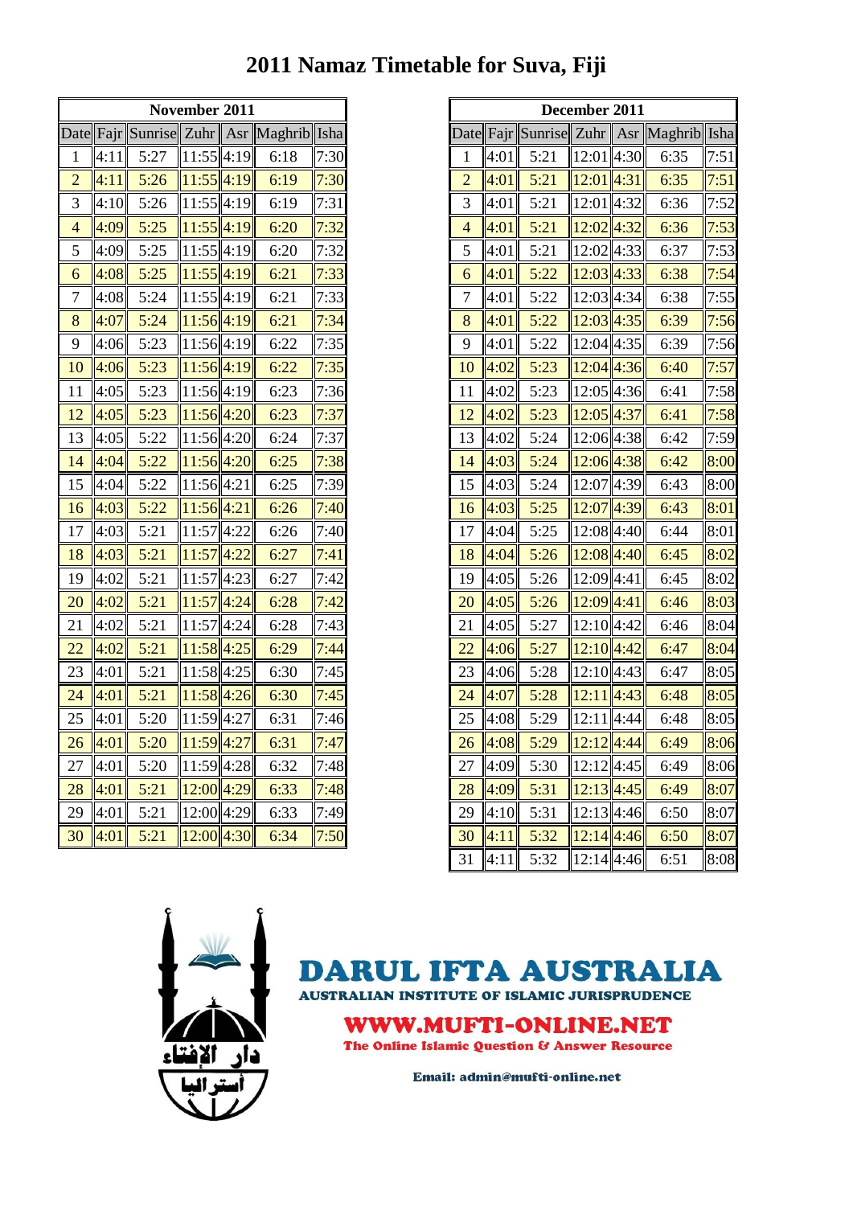# 2011 Namaz Timetable for Suva, Fiji

| November 2011 | | | | | | |
|---|---|---|---|---|---|---|
| Date | Fajr | Sunrise | Zuhr | Asr | Maghrib | Isha |
| 1 | 4:11 | 5:27 | 11:55 | 4:19 | 6:18 | 7:30 |
| 2 | 4:11 | 5:26 | 11:55 | 4:19 | 6:19 | 7:30 |
| 3 | 4:10 | 5:26 | 11:55 | 4:19 | 6:19 | 7:31 |
| 4 | 4:09 | 5:25 | 11:55 | 4:19 | 6:20 | 7:32 |
| 5 | 4:09 | 5:25 | 11:55 | 4:19 | 6:20 | 7:32 |
| 6 | 4:08 | 5:25 | 11:55 | 4:19 | 6:21 | 7:33 |
| 7 | 4:08 | 5:24 | 11:55 | 4:19 | 6:21 | 7:33 |
| 8 | 4:07 | 5:24 | 11:56 | 4:19 | 6:21 | 7:34 |
| 9 | 4:06 | 5:23 | 11:56 | 4:19 | 6:22 | 7:35 |
| 10 | 4:06 | 5:23 | 11:56 | 4:19 | 6:22 | 7:35 |
| 11 | 4:05 | 5:23 | 11:56 | 4:19 | 6:23 | 7:36 |
| 12 | 4:05 | 5:23 | 11:56 | 4:20 | 6:23 | 7:37 |
| 13 | 4:05 | 5:22 | 11:56 | 4:20 | 6:24 | 7:37 |
| 14 | 4:04 | 5:22 | 11:56 | 4:20 | 6:25 | 7:38 |
| 15 | 4:04 | 5:22 | 11:56 | 4:21 | 6:25 | 7:39 |
| 16 | 4:03 | 5:22 | 11:56 | 4:21 | 6:26 | 7:40 |
| 17 | 4:03 | 5:21 | 11:57 | 4:22 | 6:26 | 7:40 |
| 18 | 4:03 | 5:21 | 11:57 | 4:22 | 6:27 | 7:41 |
| 19 | 4:02 | 5:21 | 11:57 | 4:23 | 6:27 | 7:42 |
| 20 | 4:02 | 5:21 | 11:57 | 4:24 | 6:28 | 7:42 |
| 21 | 4:02 | 5:21 | 11:57 | 4:24 | 6:28 | 7:43 |
| 22 | 4:02 | 5:21 | 11:58 | 4:25 | 6:29 | 7:44 |
| 23 | 4:01 | 5:21 | 11:58 | 4:25 | 6:30 | 7:45 |
| 24 | 4:01 | 5:21 | 11:58 | 4:26 | 6:30 | 7:45 |
| 25 | 4:01 | 5:20 | 11:59 | 4:27 | 6:31 | 7:46 |
| 26 | 4:01 | 5:20 | 11:59 | 4:27 | 6:31 | 7:47 |
| 27 | 4:01 | 5:20 | 11:59 | 4:28 | 6:32 | 7:48 |
| 28 | 4:01 | 5:21 | 12:00 | 4:29 | 6:33 | 7:48 |
| 29 | 4:01 | 5:21 | 12:00 | 4:29 | 6:33 | 7:49 |
| 30 | 4:01 | 5:21 | 12:00 | 4:30 | 6:34 | 7:50 |

| December 2011 | | | | | | |
|---|---|---|---|---|---|---|
| Date | Fajr | Sunrise | Zuhr | Asr | Maghrib | Isha |
| 1 | 4:01 | 5:21 | 12:01 | 4:30 | 6:35 | 7:51 |
| 2 | 4:01 | 5:21 | 12:01 | 4:31 | 6:35 | 7:51 |
| 3 | 4:01 | 5:21 | 12:01 | 4:32 | 6:36 | 7:52 |
| 4 | 4:01 | 5:21 | 12:02 | 4:32 | 6:36 | 7:53 |
| 5 | 4:01 | 5:21 | 12:02 | 4:33 | 6:37 | 7:53 |
| 6 | 4:01 | 5:22 | 12:03 | 4:33 | 6:38 | 7:54 |
| 7 | 4:01 | 5:22 | 12:03 | 4:34 | 6:38 | 7:55 |
| 8 | 4:01 | 5:22 | 12:03 | 4:35 | 6:39 | 7:56 |
| 9 | 4:01 | 5:22 | 12:04 | 4:35 | 6:39 | 7:56 |
| 10 | 4:02 | 5:23 | 12:04 | 4:36 | 6:40 | 7:57 |
| 11 | 4:02 | 5:23 | 12:05 | 4:36 | 6:41 | 7:58 |
| 12 | 4:02 | 5:23 | 12:05 | 4:37 | 6:41 | 7:58 |
| 13 | 4:02 | 5:24 | 12:06 | 4:38 | 6:42 | 7:59 |
| 14 | 4:03 | 5:24 | 12:06 | 4:38 | 6:42 | 8:00 |
| 15 | 4:03 | 5:24 | 12:07 | 4:39 | 6:43 | 8:00 |
| 16 | 4:03 | 5:25 | 12:07 | 4:39 | 6:43 | 8:01 |
| 17 | 4:04 | 5:25 | 12:08 | 4:40 | 6:44 | 8:01 |
| 18 | 4:04 | 5:26 | 12:08 | 4:40 | 6:45 | 8:02 |
| 19 | 4:05 | 5:26 | 12:09 | 4:41 | 6:45 | 8:02 |
| 20 | 4:05 | 5:26 | 12:09 | 4:41 | 6:46 | 8:03 |
| 21 | 4:05 | 5:27 | 12:10 | 4:42 | 6:46 | 8:04 |
| 22 | 4:06 | 5:27 | 12:10 | 4:42 | 6:47 | 8:04 |
| 23 | 4:06 | 5:28 | 12:10 | 4:43 | 6:47 | 8:05 |
| 24 | 4:07 | 5:28 | 12:11 | 4:43 | 6:48 | 8:05 |
| 25 | 4:08 | 5:29 | 12:11 | 4:44 | 6:48 | 8:05 |
| 26 | 4:08 | 5:29 | 12:12 | 4:44 | 6:49 | 8:06 |
| 27 | 4:09 | 5:30 | 12:12 | 4:45 | 6:49 | 8:06 |
| 28 | 4:09 | 5:31 | 12:13 | 4:45 | 6:49 | 8:07 |
| 29 | 4:10 | 5:31 | 12:13 | 4:46 | 6:50 | 8:07 |
| 30 | 4:11 | 5:32 | 12:14 | 4:46 | 6:50 | 8:07 |
| 31 | 4:11 | 5:32 | 12:14 | 4:46 | 6:51 | 8:08 |

دار الإفتاء أستراليا

**DARUL IFTA AUSTRALIA**

**AUSTRALIAN INSTITUTE OF ISLAMIC JURISPRUDENCE**

**WWW.MUFTI-ONLINE.NET**

**The Online Islamic Question & Answer Resource**

**Email: admin@mufti-online.net**